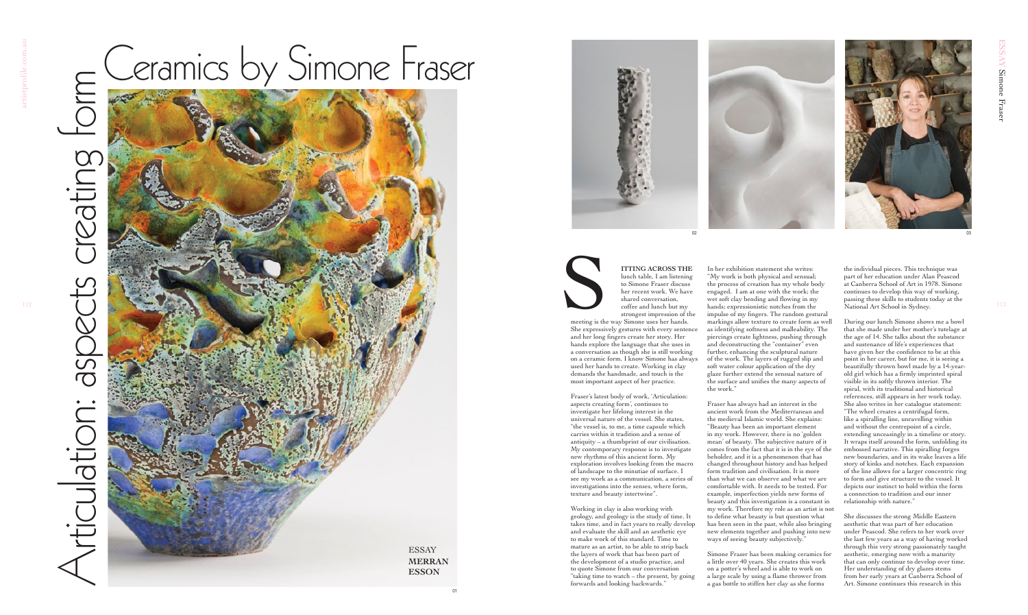# Ceramics by Simone Fraser

## Articulation: aspects creating form

ESSAY
**MERRAN ESSON**

**SITTING ACROSS THE** lunch table, I am listening to Simone Fraser discuss her recent work. We have shared conversation, coffee and lunch but my strongest impression of the meeting is the way Simone uses her hands. She expressively gestures with every sentence and her long fingers create her story. Her hands explore the language that she uses in a conversation as though she is still working on a ceramic form. I know Simone has always used her hands to create. Working in clay demands the handmade, and touch is the most important aspect of her practice.

Fraser's latest body of work, 'Articulation: aspects creating form', continues to investigate her lifelong interest in the universal nature of the vessel. She states, "the vessel is, to me, a time capsule which carries within it tradition and a sense of antiquity – a thumbprint of our civilisation. My contemporary response is to investigate new rhythms of this ancient form. My exploration involves looking from the macro of landscape to the minutiae of surface. I see my work as a communication, a series of investigations into the senses, where form, texture and beauty intertwine".

Working in clay is also working with geology, and geology is the study of time. It takes time, and in fact years to really develop and evaluate the skill and an aesthetic eye to make work of this standard. Time to mature as an artist, to be able to strip back the layers of work that has been part of the development of a studio practice, and to quote Simone from our conversation "taking time to watch – the present, by going forwards and looking backwards."

In her exhibition statement she writes: "My work is both physical and sensual; the process of creation has my whole body engaged. I am at one with the work; the wet soft clay bending and flowing in my hands; expressionistic notches from the impulse of my fingers. The random gestural markings allow texture to create form as well as identifying softness and malleability. The piercings create lightness, pushing through and deconstructing the "container" even further, enhancing the sculptural nature of the work. The layers of rugged slip and soft water colour application of the dry glaze further extend the sensual nature of the surface and unifies the many aspects of the work."

Fraser has always had an interest in the ancient work from the Mediterranean and the medieval Islamic world. She explains: "Beauty has been an important element in my work. However, there is no 'golden mean' of beauty. The subjective nature of it comes from the fact that it is in the eye of the beholder, and it is a phenomenon that has changed throughout history and has helped form tradition and civilisation. It is more than what we can observe and what we are comfortable with. It needs to be tested. For example, imperfection yields new forms of beauty and this investigation is a constant in my work. Therefore my role as an artist is not to define what beauty is but question what has been seen in the past, while also bringing new elements together and pushing into new ways of seeing beauty subjectively."

Simone Fraser has been making ceramics for a little over 40 years. She creates this work on a potter's wheel and is able to work on a large scale by using a flame thrower from a gas bottle to stiffen her clay as she forms the individual pieces. This technique was part of her education under Alan Peascod at Canberra School of Art in 1978. Simone continues to develop this way of working, passing these skills to students today at the National Art School in Sydney.

During our lunch Simone shows me a bowl that she made under her mother's tutelage at the age of 14. She talks about the substance and sustenance of life's experiences that have given her the confidence to be at this point in her career, but for me, it is seeing a beautifully thrown bowl made by a 14-year-old girl which has a firmly imprinted spiral visible in its softly thrown interior. The spiral, with its traditional and historical references, still appears in her work today. She also writes in her catalogue statement: "The wheel creates a centrifugal form, like a spiralling line, unravelling within and without the centrepoint of a circle, extending unceasingly in a timeline or story. It wraps itself around the form, unfolding its embossed narrative. This spiralling forges new boundaries, and in its wake leaves a life story of kinks and notches. Each expansion of the line allows for a larger concentric ring to form and give structure to the vessel. It depicts our instinct to hold within the form a connection to tradition and our inner relationship with nature."

She discusses the strong Middle Eastern aesthetic that was part of her education under Peascod. She refers to her work over the last few years as a way of having worked through this very strong passionately taught aesthetic, emerging now with a maturity that can only continue to develop over time. Her understanding of dry glazes stems from her early years at Canberra School of Art. Simone continues this research in this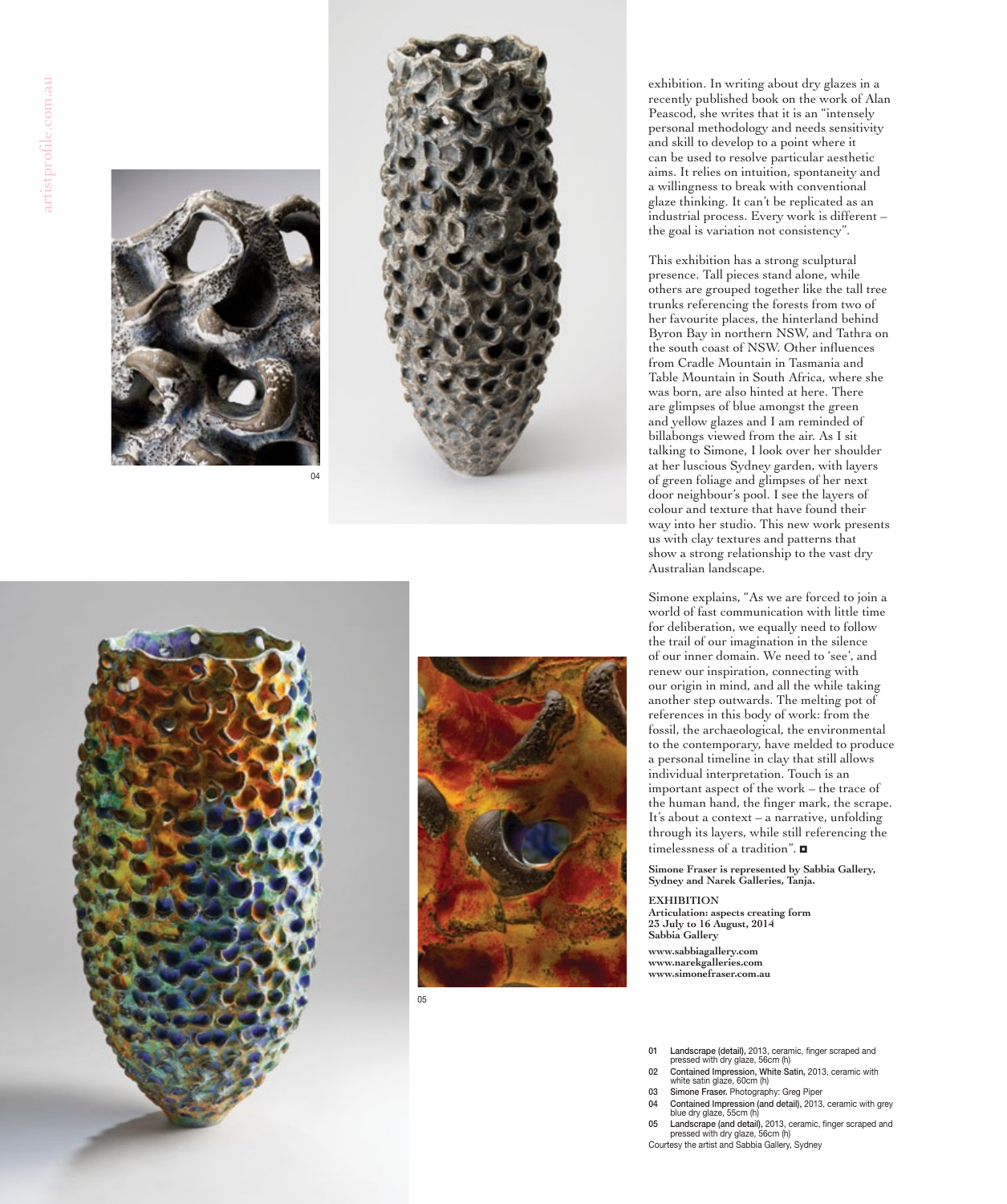exhibition. In writing about dry glazes in a recently published book on the work of Alan Peascod, she writes that it is an "intensely personal methodology and needs sensitivity and skill to develop to a point where it can be used to resolve particular aesthetic aims. It relies on intuition, spontaneity and a willingness to break with conventional glaze thinking. It can't be replicated as an industrial process. Every work is different – the goal is variation not consistency".

This exhibition has a strong sculptural presence. Tall pieces stand alone, while others are grouped together like the tall tree trunks referencing the forests from two of her favourite places, the hinterland behind Byron Bay in northern NSW, and Tathra on the south coast of NSW. Other influences from Cradle Mountain in Tasmania and Table Mountain in South Africa, where she was born, are also hinted at here. There are glimpses of blue amongst the green and yellow glazes and I am reminded of billabongs viewed from the air. As I sit talking to Simone, I look over her shoulder at her luscious Sydney garden, with layers of green foliage and glimpses of her next door neighbour's pool. I see the layers of colour and texture that have found their way into her studio. This new work presents us with clay textures and patterns that show a strong relationship to the vast dry Australian landscape.

Simone explains, "As we are forced to join a world of fast communication with little time for deliberation, we equally need to follow the trail of our imagination in the silence of our inner domain. We need to 'see', and renew our inspiration, connecting with our origin in mind, and all the while taking another step outwards. The melting pot of references in this body of work: from the fossil, the archaeological, the environmental to the contemporary, have melded to produce a personal timeline in clay that still allows individual interpretation. Touch is an important aspect of the work – the trace of the human hand, the finger mark, the scrape. It's about a context – a narrative, unfolding through its layers, while still referencing the timelessness of a tradition". ◘

**Simone Fraser is represented by Sabbia Gallery, Sydney and Narek Galleries, Tanja.**

**EXHIBITION**
**Articulation: aspects creating form**
**23 July to 16 August, 2014**
**Sabbia Gallery**

**www.sabbiagallery.com**
**www.narekgalleries.com**
**www.simonefraser.com.au**

04

05

01 **Landscrape (detail),** 2013, ceramic, finger scraped and pressed with dry glaze, 56cm (h)
02 **Contained Impression, White Satin,** 2013, ceramic with white satin glaze, 60cm (h)
03 **Simone Fraser.** Photography: Greg Piper
04 **Contained Impression (and detail),** 2013, ceramic with grey blue dry glaze, 55cm (h)
05 **Landscrape (and detail),** 2013, ceramic, finger scraped and pressed with dry glaze, 56cm (h)

Courtesy the artist and Sabbia Gallery, Sydney